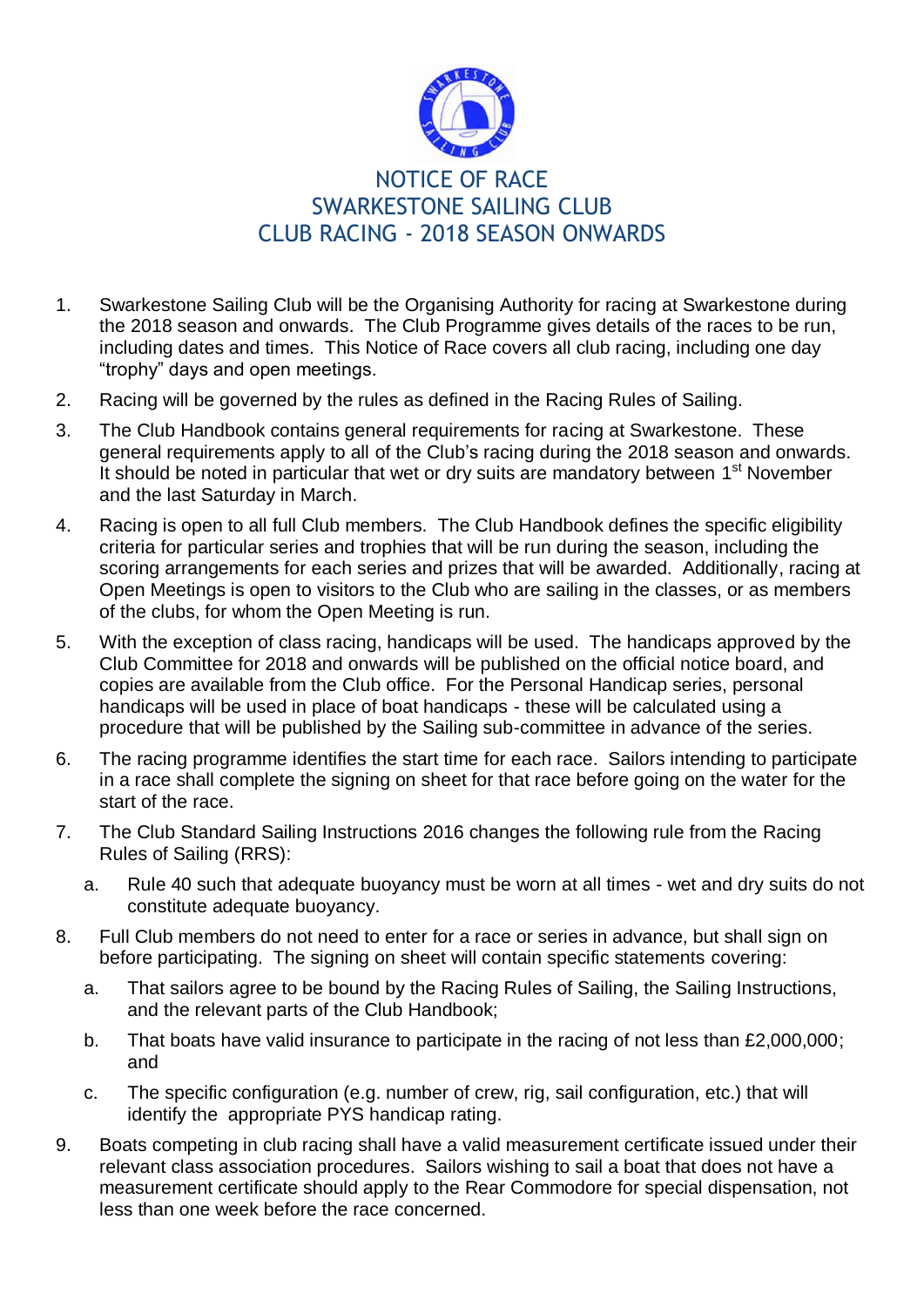# NOTICE OF RACE
# SWARKESTONE SAILING CLUB
# CLUB RACING - 2018 SEASON ONWARDS

1. Swarkestone Sailing Club will be the Organising Authority for racing at Swarkestone during the 2018 season and onwards. The Club Programme gives details of the races to be run, including dates and times. This Notice of Race covers all club racing, including one day "trophy" days and open meetings.

2. Racing will be governed by the rules as defined in the Racing Rules of Sailing.

3. The Club Handbook contains general requirements for racing at Swarkestone. These general requirements apply to all of the Club's racing during the 2018 season and onwards. It should be noted in particular that wet or dry suits are mandatory between 1st November and the last Saturday in March.

4. Racing is open to all full Club members. The Club Handbook defines the specific eligibility criteria for particular series and trophies that will be run during the season, including the scoring arrangements for each series and prizes that will be awarded. Additionally, racing at Open Meetings is open to visitors to the Club who are sailing in the classes, or as members of the clubs, for whom the Open Meeting is run.

5. With the exception of class racing, handicaps will be used. The handicaps approved by the Club Committee for 2018 and onwards will be published on the official notice board, and copies are available from the Club office. For the Personal Handicap series, personal handicaps will be used in place of boat handicaps - these will be calculated using a procedure that will be published by the Sailing sub-committee in advance of the series.

6. The racing programme identifies the start time for each race. Sailors intending to participate in a race shall complete the signing on sheet for that race before going on the water for the start of the race.

7. The Club Standard Sailing Instructions 2016 changes the following rule from the Racing Rules of Sailing (RRS):
   a. Rule 40 such that adequate buoyancy must be worn at all times - wet and dry suits do not constitute adequate buoyancy.

8. Full Club members do not need to enter for a race or series in advance, but shall sign on before participating. The signing on sheet will contain specific statements covering:
   a. That sailors agree to be bound by the Racing Rules of Sailing, the Sailing Instructions, and the relevant parts of the Club Handbook;
   b. That boats have valid insurance to participate in the racing of not less than £2,000,000; and
   c. The specific configuration (e.g. number of crew, rig, sail configuration, etc.) that will identify the appropriate PYS handicap rating.

9. Boats competing in club racing shall have a valid measurement certificate issued under their relevant class association procedures. Sailors wishing to sail a boat that does not have a measurement certificate should apply to the Rear Commodore for special dispensation, not less than one week before the race concerned.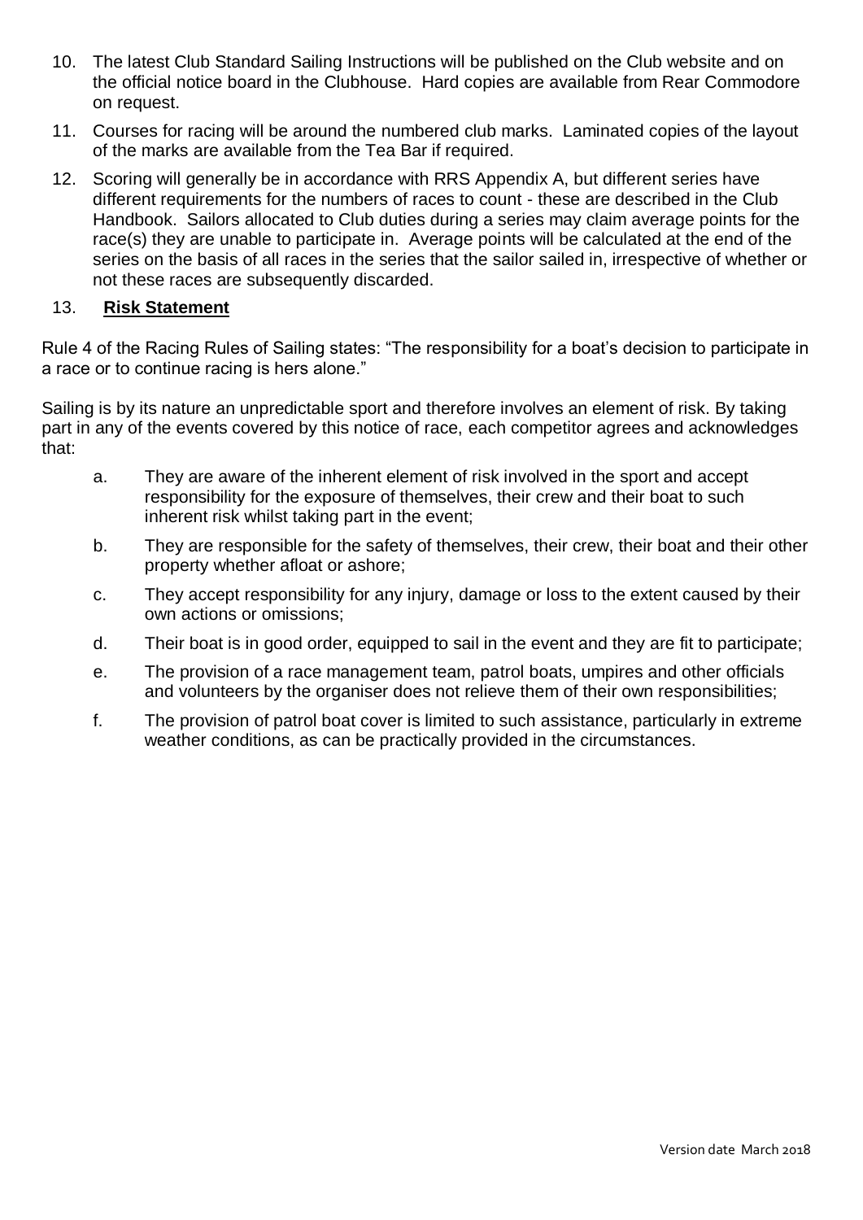10. The latest Club Standard Sailing Instructions will be published on the Club website and on the official notice board in the Clubhouse. Hard copies are available from Rear Commodore on request.
11. Courses for racing will be around the numbered club marks. Laminated copies of the layout of the marks are available from the Tea Bar if required.
12. Scoring will generally be in accordance with RRS Appendix A, but different series have different requirements for the numbers of races to count - these are described in the Club Handbook. Sailors allocated to Club duties during a series may claim average points for the race(s) they are unable to participate in. Average points will be calculated at the end of the series on the basis of all races in the series that the sailor sailed in, irrespective of whether or not these races are subsequently discarded.

## 13. **Risk Statement**

Rule 4 of the Racing Rules of Sailing states: "The responsibility for a boat's decision to participate in a race or to continue racing is hers alone."

Sailing is by its nature an unpredictable sport and therefore involves an element of risk. By taking part in any of the events covered by this notice of race, each competitor agrees and acknowledges that:

a. They are aware of the inherent element of risk involved in the sport and accept responsibility for the exposure of themselves, their crew and their boat to such inherent risk whilst taking part in the event;

b. They are responsible for the safety of themselves, their crew, their boat and their other property whether afloat or ashore;

c. They accept responsibility for any injury, damage or loss to the extent caused by their own actions or omissions;

d. Their boat is in good order, equipped to sail in the event and they are fit to participate;

e. The provision of a race management team, patrol boats, umpires and other officials and volunteers by the organiser does not relieve them of their own responsibilities;

f. The provision of patrol boat cover is limited to such assistance, particularly in extreme weather conditions, as can be practically provided in the circumstances.

Version date March 2018